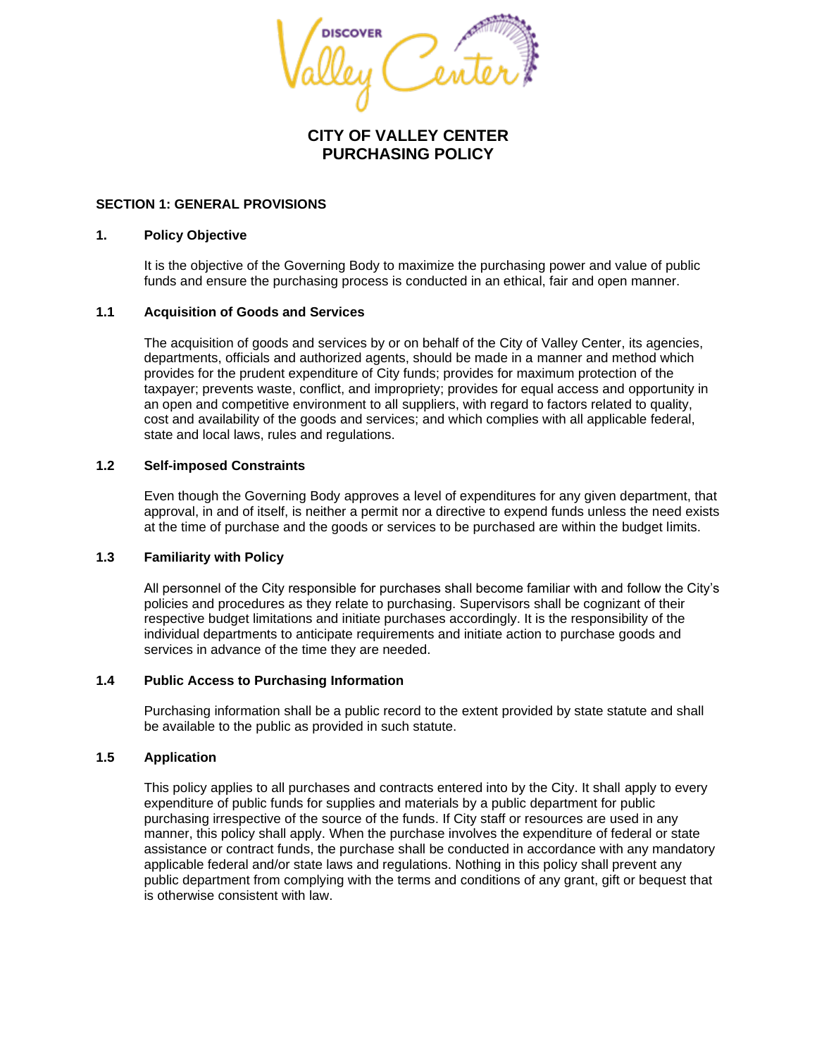# CITY OF VALLEY CENTER
# PURCHASING POLICY

## SECTION 1: GENERAL PROVISIONS

### 1. Policy Objective

It is the objective of the Governing Body to maximize the purchasing power and value of public funds and ensure the purchasing process is conducted in an ethical, fair and open manner.

### 1.1 Acquisition of Goods and Services

The acquisition of goods and services by or on behalf of the City of Valley Center, its agencies, departments, officials and authorized agents, should be made in a manner and method which provides for the prudent expenditure of City funds; provides for maximum protection of the taxpayer; prevents waste, conflict, and impropriety; provides for equal access and opportunity in an open and competitive environment to all suppliers, with regard to factors related to quality, cost and availability of the goods and services; and which complies with all applicable federal, state and local laws, rules and regulations.

### 1.2 Self-imposed Constraints

Even though the Governing Body approves a level of expenditures for any given department, that approval, in and of itself, is neither a permit nor a directive to expend funds unless the need exists at the time of purchase and the goods or services to be purchased are within the budget limits.

### 1.3 Familiarity with Policy

All personnel of the City responsible for purchases shall become familiar with and follow the City's policies and procedures as they relate to purchasing. Supervisors shall be cognizant of their respective budget limitations and initiate purchases accordingly. It is the responsibility of the individual departments to anticipate requirements and initiate action to purchase goods and services in advance of the time they are needed.

### 1.4 Public Access to Purchasing Information

Purchasing information shall be a public record to the extent provided by state statute and shall be available to the public as provided in such statute.

### 1.5 Application

This policy applies to all purchases and contracts entered into by the City. It shall apply to every expenditure of public funds for supplies and materials by a public department for public purchasing irrespective of the source of the funds. If City staff or resources are used in any manner, this policy shall apply. When the purchase involves the expenditure of federal or state assistance or contract funds, the purchase shall be conducted in accordance with any mandatory applicable federal and/or state laws and regulations. Nothing in this policy shall prevent any public department from complying with the terms and conditions of any grant, gift or bequest that is otherwise consistent with law.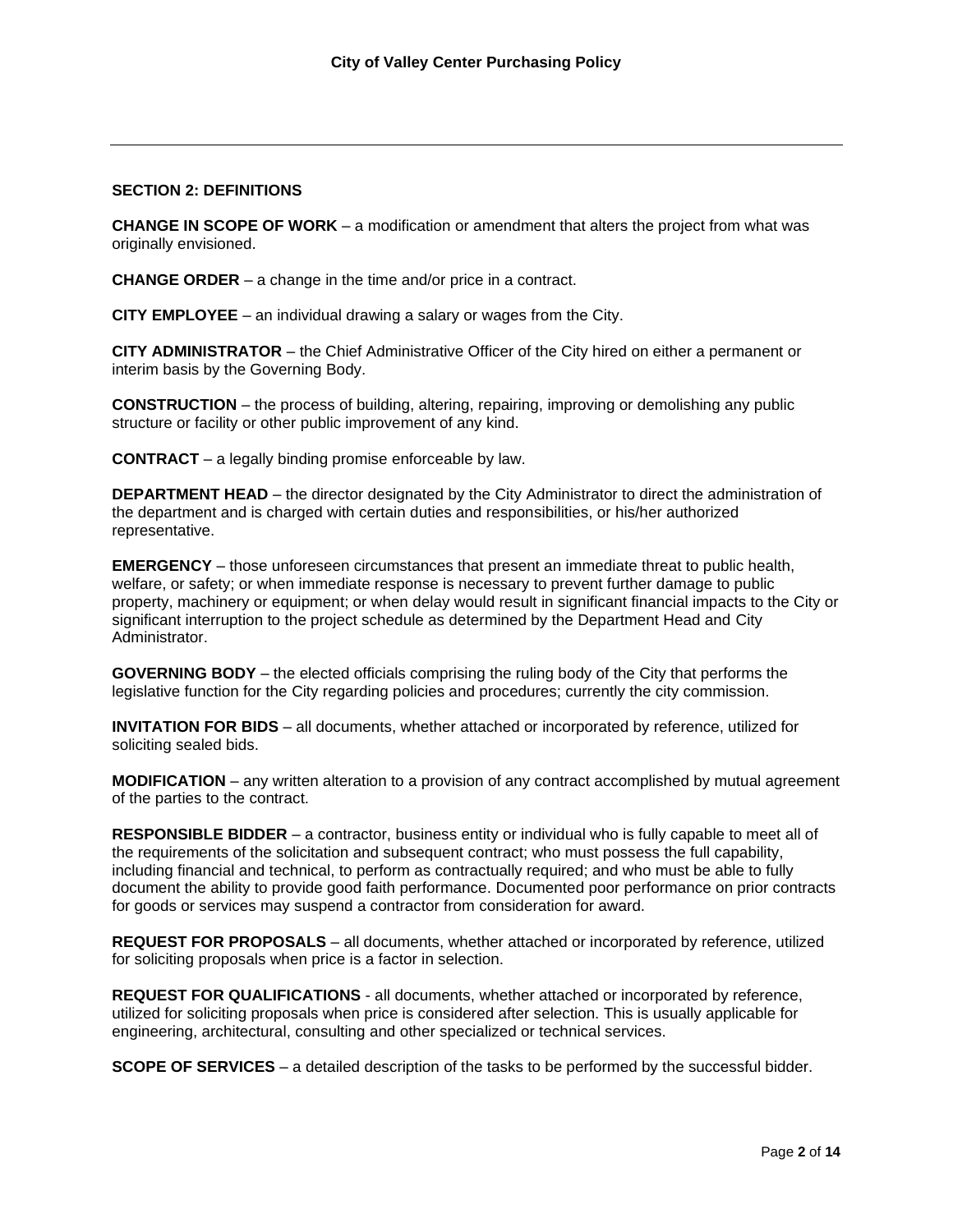## SECTION 2: DEFINITIONS

**CHANGE IN SCOPE OF WORK** – a modification or amendment that alters the project from what was originally envisioned.

**CHANGE ORDER** – a change in the time and/or price in a contract.

**CITY EMPLOYEE** – an individual drawing a salary or wages from the City.

**CITY ADMINISTRATOR** – the Chief Administrative Officer of the City hired on either a permanent or interim basis by the Governing Body.

**CONSTRUCTION** – the process of building, altering, repairing, improving or demolishing any public structure or facility or other public improvement of any kind.

**CONTRACT** – a legally binding promise enforceable by law.

**DEPARTMENT HEAD** – the director designated by the City Administrator to direct the administration of the department and is charged with certain duties and responsibilities, or his/her authorized representative.

**EMERGENCY** – those unforeseen circumstances that present an immediate threat to public health, welfare, or safety; or when immediate response is necessary to prevent further damage to public property, machinery or equipment; or when delay would result in significant financial impacts to the City or significant interruption to the project schedule as determined by the Department Head and City Administrator.

**GOVERNING BODY** – the elected officials comprising the ruling body of the City that performs the legislative function for the City regarding policies and procedures; currently the city commission.

**INVITATION FOR BIDS** – all documents, whether attached or incorporated by reference, utilized for soliciting sealed bids.

**MODIFICATION** – any written alteration to a provision of any contract accomplished by mutual agreement of the parties to the contract.

**RESPONSIBLE BIDDER** – a contractor, business entity or individual who is fully capable to meet all of the requirements of the solicitation and subsequent contract; who must possess the full capability, including financial and technical, to perform as contractually required; and who must be able to fully document the ability to provide good faith performance. Documented poor performance on prior contracts for goods or services may suspend a contractor from consideration for award.

**REQUEST FOR PROPOSALS** – all documents, whether attached or incorporated by reference, utilized for soliciting proposals when price is a factor in selection.

**REQUEST FOR QUALIFICATIONS** - all documents, whether attached or incorporated by reference, utilized for soliciting proposals when price is considered after selection. This is usually applicable for engineering, architectural, consulting and other specialized or technical services.

**SCOPE OF SERVICES** – a detailed description of the tasks to be performed by the successful bidder.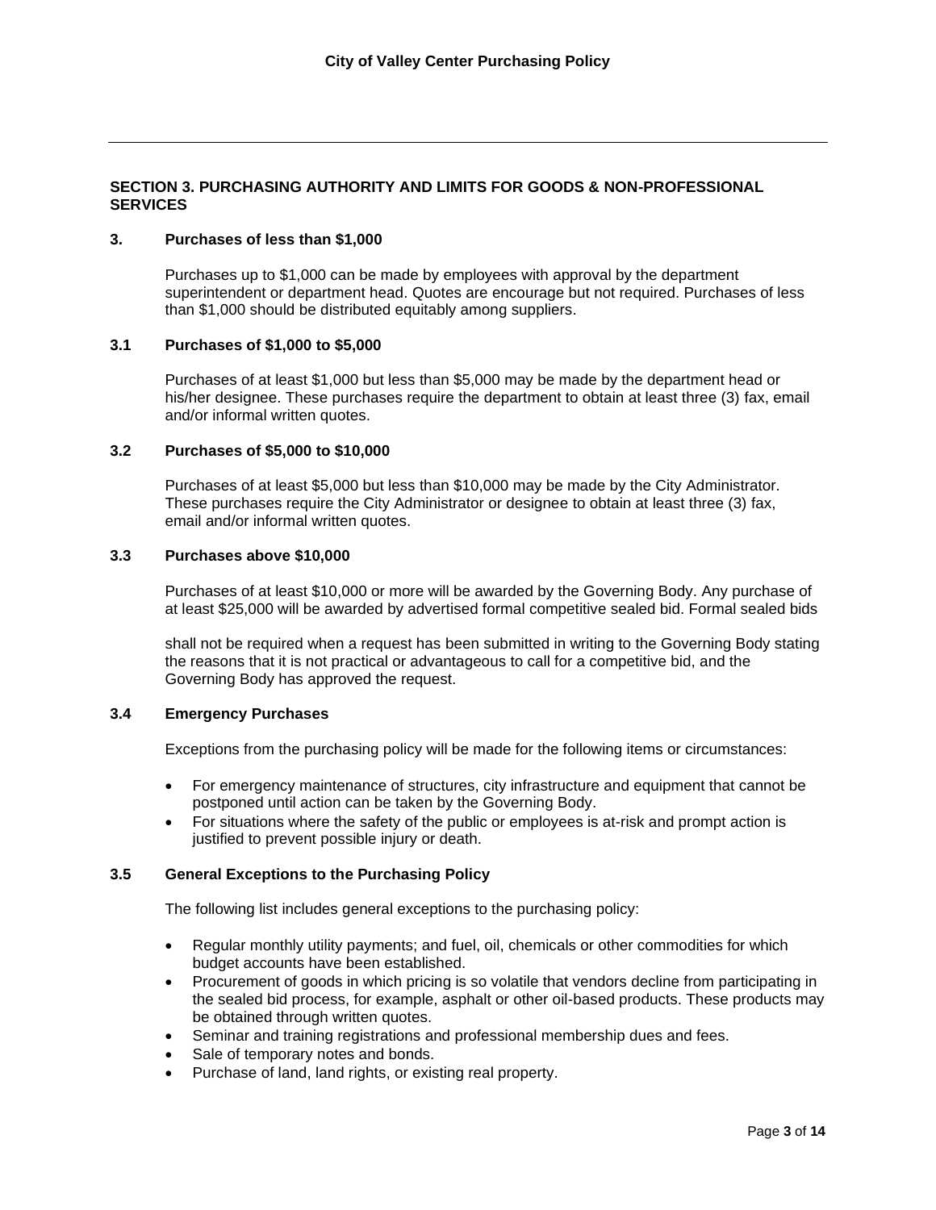## SECTION 3. PURCHASING AUTHORITY AND LIMITS FOR GOODS & NON-PROFESSIONAL SERVICES

### 3. Purchases of less than $1,000

Purchases up to $1,000 can be made by employees with approval by the department superintendent or department head. Quotes are encourage but not required. Purchases of less than $1,000 should be distributed equitably among suppliers.

### 3.1 Purchases of $1,000 to $5,000

Purchases of at least $1,000 but less than $5,000 may be made by the department head or his/her designee. These purchases require the department to obtain at least three (3) fax, email and/or informal written quotes.

### 3.2 Purchases of $5,000 to $10,000

Purchases of at least $5,000 but less than $10,000 may be made by the City Administrator. These purchases require the City Administrator or designee to obtain at least three (3) fax, email and/or informal written quotes.

### 3.3 Purchases above $10,000

Purchases of at least $10,000 or more will be awarded by the Governing Body. Any purchase of at least $25,000 will be awarded by advertised formal competitive sealed bid. Formal sealed bids

shall not be required when a request has been submitted in writing to the Governing Body stating the reasons that it is not practical or advantageous to call for a competitive bid, and the Governing Body has approved the request.

### 3.4 Emergency Purchases

Exceptions from the purchasing policy will be made for the following items or circumstances:

- For emergency maintenance of structures, city infrastructure and equipment that cannot be postponed until action can be taken by the Governing Body.
- For situations where the safety of the public or employees is at-risk and prompt action is justified to prevent possible injury or death.

### 3.5 General Exceptions to the Purchasing Policy

The following list includes general exceptions to the purchasing policy:

- Regular monthly utility payments; and fuel, oil, chemicals or other commodities for which budget accounts have been established.
- Procurement of goods in which pricing is so volatile that vendors decline from participating in the sealed bid process, for example, asphalt or other oil-based products. These products may be obtained through written quotes.
- Seminar and training registrations and professional membership dues and fees.
- Sale of temporary notes and bonds.
- Purchase of land, land rights, or existing real property.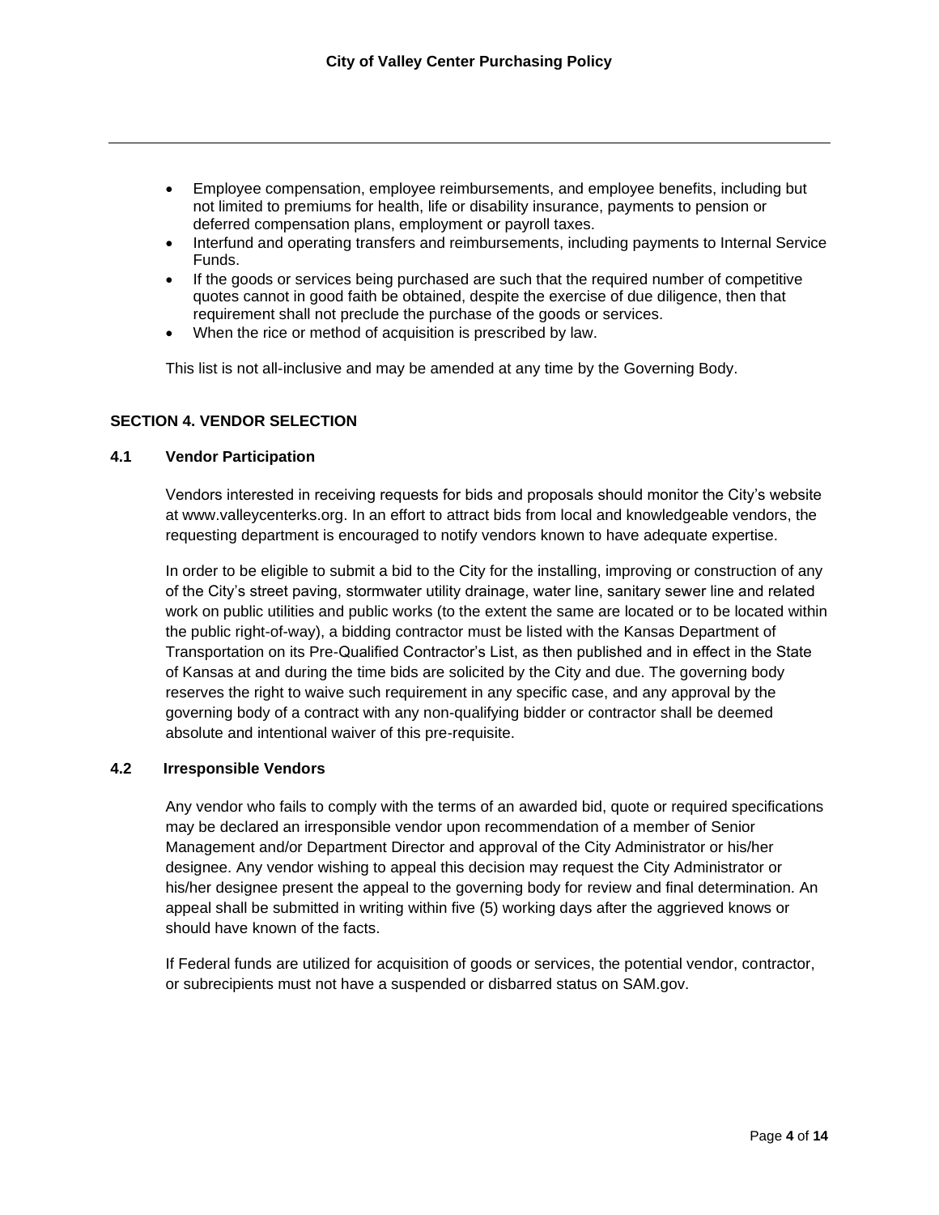- Employee compensation, employee reimbursements, and employee benefits, including but not limited to premiums for health, life or disability insurance, payments to pension or deferred compensation plans, employment or payroll taxes.
- Interfund and operating transfers and reimbursements, including payments to Internal Service Funds.
- If the goods or services being purchased are such that the required number of competitive quotes cannot in good faith be obtained, despite the exercise of due diligence, then that requirement shall not preclude the purchase of the goods or services.
- When the rice or method of acquisition is prescribed by law.

This list is not all-inclusive and may be amended at any time by the Governing Body.

## SECTION 4. VENDOR SELECTION

### 4.1 Vendor Participation

Vendors interested in receiving requests for bids and proposals should monitor the City's website at www.valleycenterks.org. In an effort to attract bids from local and knowledgeable vendors, the requesting department is encouraged to notify vendors known to have adequate expertise.

In order to be eligible to submit a bid to the City for the installing, improving or construction of any of the City's street paving, stormwater utility drainage, water line, sanitary sewer line and related work on public utilities and public works (to the extent the same are located or to be located within the public right-of-way), a bidding contractor must be listed with the Kansas Department of Transportation on its Pre-Qualified Contractor's List, as then published and in effect in the State of Kansas at and during the time bids are solicited by the City and due. The governing body reserves the right to waive such requirement in any specific case, and any approval by the governing body of a contract with any non-qualifying bidder or contractor shall be deemed absolute and intentional waiver of this pre-requisite.

### 4.2 Irresponsible Vendors

Any vendor who fails to comply with the terms of an awarded bid, quote or required specifications may be declared an irresponsible vendor upon recommendation of a member of Senior Management and/or Department Director and approval of the City Administrator or his/her designee. Any vendor wishing to appeal this decision may request the City Administrator or his/her designee present the appeal to the governing body for review and final determination. An appeal shall be submitted in writing within five (5) working days after the aggrieved knows or should have known of the facts.

If Federal funds are utilized for acquisition of goods or services, the potential vendor, contractor, or subrecipients must not have a suspended or disbarred status on SAM.gov.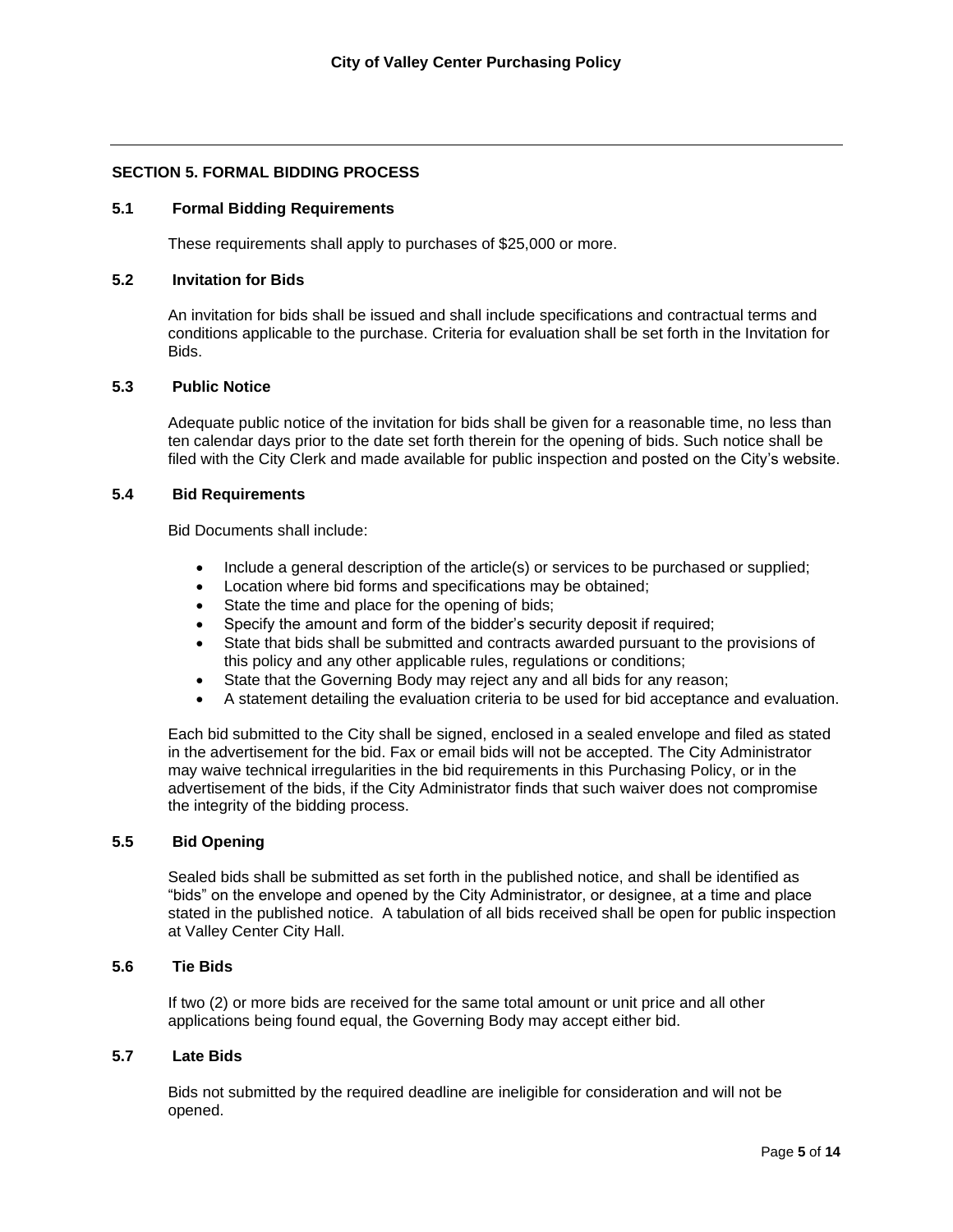## SECTION 5. FORMAL BIDDING PROCESS

### 5.1 Formal Bidding Requirements

These requirements shall apply to purchases of $25,000 or more.

### 5.2 Invitation for Bids

An invitation for bids shall be issued and shall include specifications and contractual terms and conditions applicable to the purchase. Criteria for evaluation shall be set forth in the Invitation for Bids.

### 5.3 Public Notice

Adequate public notice of the invitation for bids shall be given for a reasonable time, no less than ten calendar days prior to the date set forth therein for the opening of bids. Such notice shall be filed with the City Clerk and made available for public inspection and posted on the City's website.

### 5.4 Bid Requirements

Bid Documents shall include:

- Include a general description of the article(s) or services to be purchased or supplied;
- Location where bid forms and specifications may be obtained;
- State the time and place for the opening of bids;
- Specify the amount and form of the bidder's security deposit if required;
- State that bids shall be submitted and contracts awarded pursuant to the provisions of this policy and any other applicable rules, regulations or conditions;
- State that the Governing Body may reject any and all bids for any reason;
- A statement detailing the evaluation criteria to be used for bid acceptance and evaluation.

Each bid submitted to the City shall be signed, enclosed in a sealed envelope and filed as stated in the advertisement for the bid. Fax or email bids will not be accepted. The City Administrator may waive technical irregularities in the bid requirements in this Purchasing Policy, or in the advertisement of the bids, if the City Administrator finds that such waiver does not compromise the integrity of the bidding process.

### 5.5 Bid Opening

Sealed bids shall be submitted as set forth in the published notice, and shall be identified as "bids" on the envelope and opened by the City Administrator, or designee, at a time and place stated in the published notice. A tabulation of all bids received shall be open for public inspection at Valley Center City Hall.

### 5.6 Tie Bids

If two (2) or more bids are received for the same total amount or unit price and all other applications being found equal, the Governing Body may accept either bid.

### 5.7 Late Bids

Bids not submitted by the required deadline are ineligible for consideration and will not be opened.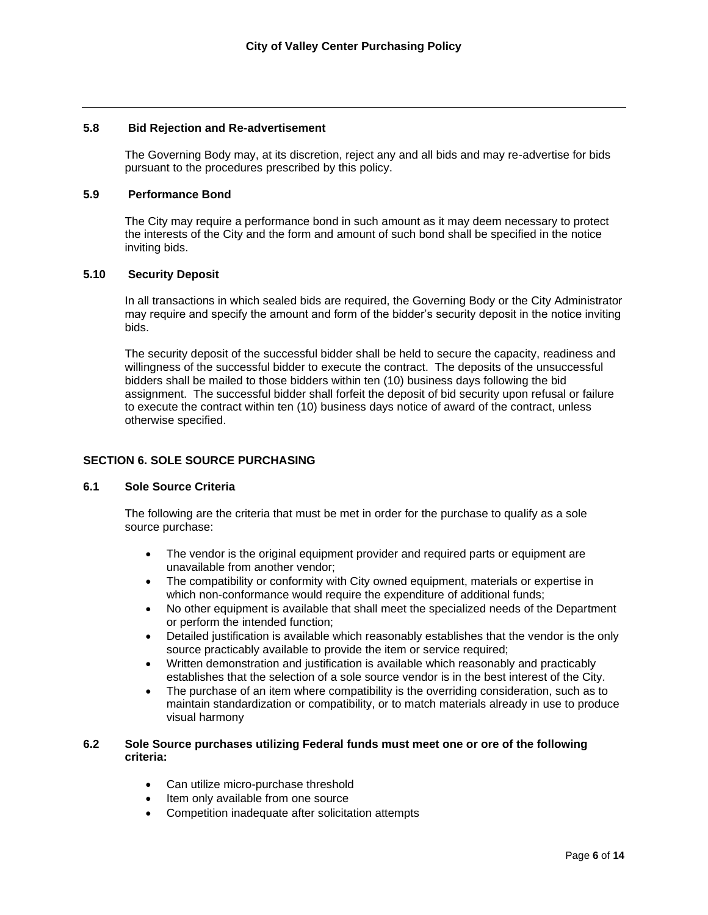### 5.8 Bid Rejection and Re-advertisement

The Governing Body may, at its discretion, reject any and all bids and may re-advertise for bids pursuant to the procedures prescribed by this policy.

### 5.9 Performance Bond

The City may require a performance bond in such amount as it may deem necessary to protect the interests of the City and the form and amount of such bond shall be specified in the notice inviting bids.

### 5.10 Security Deposit

In all transactions in which sealed bids are required, the Governing Body or the City Administrator may require and specify the amount and form of the bidder's security deposit in the notice inviting bids.

The security deposit of the successful bidder shall be held to secure the capacity, readiness and willingness of the successful bidder to execute the contract. The deposits of the unsuccessful bidders shall be mailed to those bidders within ten (10) business days following the bid assignment. The successful bidder shall forfeit the deposit of bid security upon refusal or failure to execute the contract within ten (10) business days notice of award of the contract, unless otherwise specified.

## SECTION 6. SOLE SOURCE PURCHASING

### 6.1 Sole Source Criteria

The following are the criteria that must be met in order for the purchase to qualify as a sole source purchase:

- The vendor is the original equipment provider and required parts or equipment are unavailable from another vendor;
- The compatibility or conformity with City owned equipment, materials or expertise in which non-conformance would require the expenditure of additional funds;
- No other equipment is available that shall meet the specialized needs of the Department or perform the intended function;
- Detailed justification is available which reasonably establishes that the vendor is the only source practicably available to provide the item or service required;
- Written demonstration and justification is available which reasonably and practicably establishes that the selection of a sole source vendor is in the best interest of the City.
- The purchase of an item where compatibility is the overriding consideration, such as to maintain standardization or compatibility, or to match materials already in use to produce visual harmony

### 6.2 Sole Source purchases utilizing Federal funds must meet one or ore of the following criteria:

- Can utilize micro-purchase threshold
- Item only available from one source
- Competition inadequate after solicitation attempts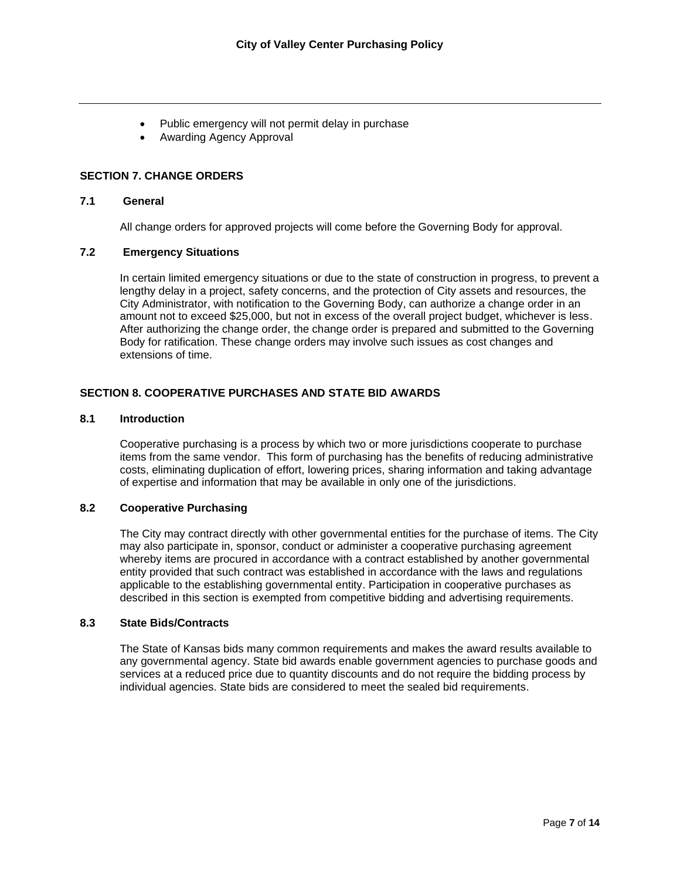- Public emergency will not permit delay in purchase
- Awarding Agency Approval

## SECTION 7. CHANGE ORDERS

### 7.1 General

All change orders for approved projects will come before the Governing Body for approval.

### 7.2 Emergency Situations

In certain limited emergency situations or due to the state of construction in progress, to prevent a lengthy delay in a project, safety concerns, and the protection of City assets and resources, the City Administrator, with notification to the Governing Body, can authorize a change order in an amount not to exceed $25,000, but not in excess of the overall project budget, whichever is less. After authorizing the change order, the change order is prepared and submitted to the Governing Body for ratification. These change orders may involve such issues as cost changes and extensions of time.

## SECTION 8. COOPERATIVE PURCHASES AND STATE BID AWARDS

### 8.1 Introduction

Cooperative purchasing is a process by which two or more jurisdictions cooperate to purchase items from the same vendor. This form of purchasing has the benefits of reducing administrative costs, eliminating duplication of effort, lowering prices, sharing information and taking advantage of expertise and information that may be available in only one of the jurisdictions.

### 8.2 Cooperative Purchasing

The City may contract directly with other governmental entities for the purchase of items. The City may also participate in, sponsor, conduct or administer a cooperative purchasing agreement whereby items are procured in accordance with a contract established by another governmental entity provided that such contract was established in accordance with the laws and regulations applicable to the establishing governmental entity. Participation in cooperative purchases as described in this section is exempted from competitive bidding and advertising requirements.

### 8.3 State Bids/Contracts

The State of Kansas bids many common requirements and makes the award results available to any governmental agency. State bid awards enable government agencies to purchase goods and services at a reduced price due to quantity discounts and do not require the bidding process by individual agencies. State bids are considered to meet the sealed bid requirements.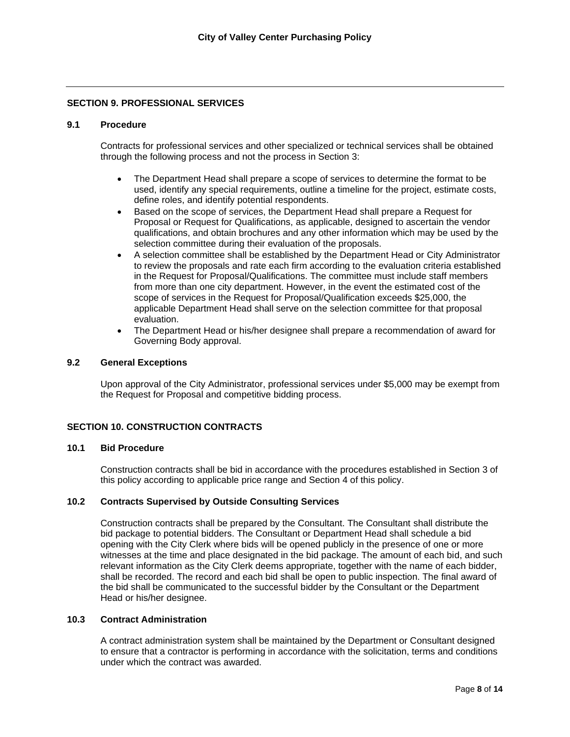## SECTION 9. PROFESSIONAL SERVICES

### 9.1 Procedure

Contracts for professional services and other specialized or technical services shall be obtained through the following process and not the process in Section 3:

- The Department Head shall prepare a scope of services to determine the format to be used, identify any special requirements, outline a timeline for the project, estimate costs, define roles, and identify potential respondents.
- Based on the scope of services, the Department Head shall prepare a Request for Proposal or Request for Qualifications, as applicable, designed to ascertain the vendor qualifications, and obtain brochures and any other information which may be used by the selection committee during their evaluation of the proposals.
- A selection committee shall be established by the Department Head or City Administrator to review the proposals and rate each firm according to the evaluation criteria established in the Request for Proposal/Qualifications. The committee must include staff members from more than one city department. However, in the event the estimated cost of the scope of services in the Request for Proposal/Qualification exceeds $25,000, the applicable Department Head shall serve on the selection committee for that proposal evaluation.
- The Department Head or his/her designee shall prepare a recommendation of award for Governing Body approval.

### 9.2 General Exceptions

Upon approval of the City Administrator, professional services under $5,000 may be exempt from the Request for Proposal and competitive bidding process.

## SECTION 10. CONSTRUCTION CONTRACTS

### 10.1 Bid Procedure

Construction contracts shall be bid in accordance with the procedures established in Section 3 of this policy according to applicable price range and Section 4 of this policy.

### 10.2 Contracts Supervised by Outside Consulting Services

Construction contracts shall be prepared by the Consultant. The Consultant shall distribute the bid package to potential bidders. The Consultant or Department Head shall schedule a bid opening with the City Clerk where bids will be opened publicly in the presence of one or more witnesses at the time and place designated in the bid package. The amount of each bid, and such relevant information as the City Clerk deems appropriate, together with the name of each bidder, shall be recorded. The record and each bid shall be open to public inspection. The final award of the bid shall be communicated to the successful bidder by the Consultant or the Department Head or his/her designee.

### 10.3 Contract Administration

A contract administration system shall be maintained by the Department or Consultant designed to ensure that a contractor is performing in accordance with the solicitation, terms and conditions under which the contract was awarded.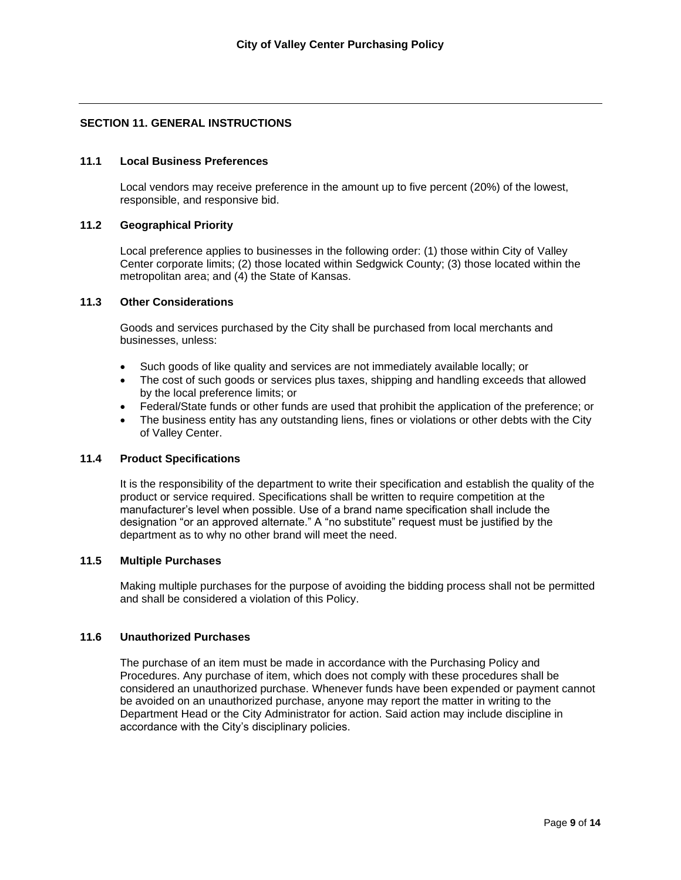## SECTION 11. GENERAL INSTRUCTIONS

### 11.1 Local Business Preferences

Local vendors may receive preference in the amount up to five percent (20%) of the lowest, responsible, and responsive bid.

### 11.2 Geographical Priority

Local preference applies to businesses in the following order: (1) those within City of Valley Center corporate limits; (2) those located within Sedgwick County; (3) those located within the metropolitan area; and (4) the State of Kansas.

### 11.3 Other Considerations

Goods and services purchased by the City shall be purchased from local merchants and businesses, unless:

- Such goods of like quality and services are not immediately available locally; or
- The cost of such goods or services plus taxes, shipping and handling exceeds that allowed by the local preference limits; or
- Federal/State funds or other funds are used that prohibit the application of the preference; or
- The business entity has any outstanding liens, fines or violations or other debts with the City of Valley Center.

### 11.4 Product Specifications

It is the responsibility of the department to write their specification and establish the quality of the product or service required. Specifications shall be written to require competition at the manufacturer's level when possible. Use of a brand name specification shall include the designation "or an approved alternate." A "no substitute" request must be justified by the department as to why no other brand will meet the need.

### 11.5 Multiple Purchases

Making multiple purchases for the purpose of avoiding the bidding process shall not be permitted and shall be considered a violation of this Policy.

### 11.6 Unauthorized Purchases

The purchase of an item must be made in accordance with the Purchasing Policy and Procedures. Any purchase of item, which does not comply with these procedures shall be considered an unauthorized purchase. Whenever funds have been expended or payment cannot be avoided on an unauthorized purchase, anyone may report the matter in writing to the Department Head or the City Administrator for action. Said action may include discipline in accordance with the City's disciplinary policies.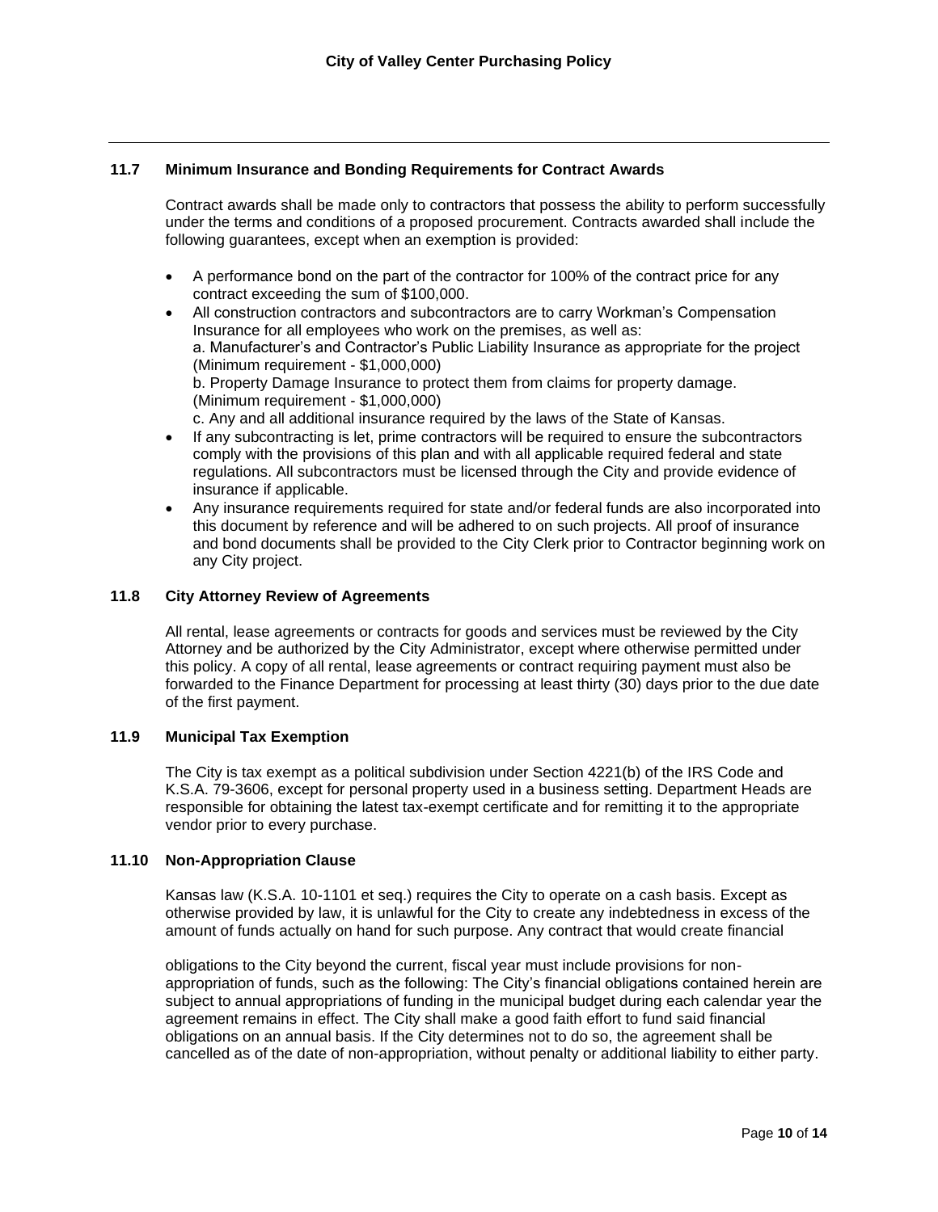### 11.7 Minimum Insurance and Bonding Requirements for Contract Awards

Contract awards shall be made only to contractors that possess the ability to perform successfully under the terms and conditions of a proposed procurement. Contracts awarded shall include the following guarantees, except when an exemption is provided:

- A performance bond on the part of the contractor for 100% of the contract price for any contract exceeding the sum of $100,000.
- All construction contractors and subcontractors are to carry Workman's Compensation Insurance for all employees who work on the premises, as well as:
  a. Manufacturer's and Contractor's Public Liability Insurance as appropriate for the project (Minimum requirement - $1,000,000)
  b. Property Damage Insurance to protect them from claims for property damage. (Minimum requirement - $1,000,000)
  c. Any and all additional insurance required by the laws of the State of Kansas.
- If any subcontracting is let, prime contractors will be required to ensure the subcontractors comply with the provisions of this plan and with all applicable required federal and state regulations. All subcontractors must be licensed through the City and provide evidence of insurance if applicable.
- Any insurance requirements required for state and/or federal funds are also incorporated into this document by reference and will be adhered to on such projects. All proof of insurance and bond documents shall be provided to the City Clerk prior to Contractor beginning work on any City project.

### 11.8 City Attorney Review of Agreements

All rental, lease agreements or contracts for goods and services must be reviewed by the City Attorney and be authorized by the City Administrator, except where otherwise permitted under this policy. A copy of all rental, lease agreements or contract requiring payment must also be forwarded to the Finance Department for processing at least thirty (30) days prior to the due date of the first payment.

### 11.9 Municipal Tax Exemption

The City is tax exempt as a political subdivision under Section 4221(b) of the IRS Code and K.S.A. 79-3606, except for personal property used in a business setting. Department Heads are responsible for obtaining the latest tax-exempt certificate and for remitting it to the appropriate vendor prior to every purchase.

### 11.10 Non-Appropriation Clause

Kansas law (K.S.A. 10-1101 et seq.) requires the City to operate on a cash basis. Except as otherwise provided by law, it is unlawful for the City to create any indebtedness in excess of the amount of funds actually on hand for such purpose. Any contract that would create financial obligations to the City beyond the current, fiscal year must include provisions for non-appropriation of funds, such as the following: The City's financial obligations contained herein are subject to annual appropriations of funding in the municipal budget during each calendar year the agreement remains in effect. The City shall make a good faith effort to fund said financial obligations on an annual basis. If the City determines not to do so, the agreement shall be cancelled as of the date of non-appropriation, without penalty or additional liability to either party.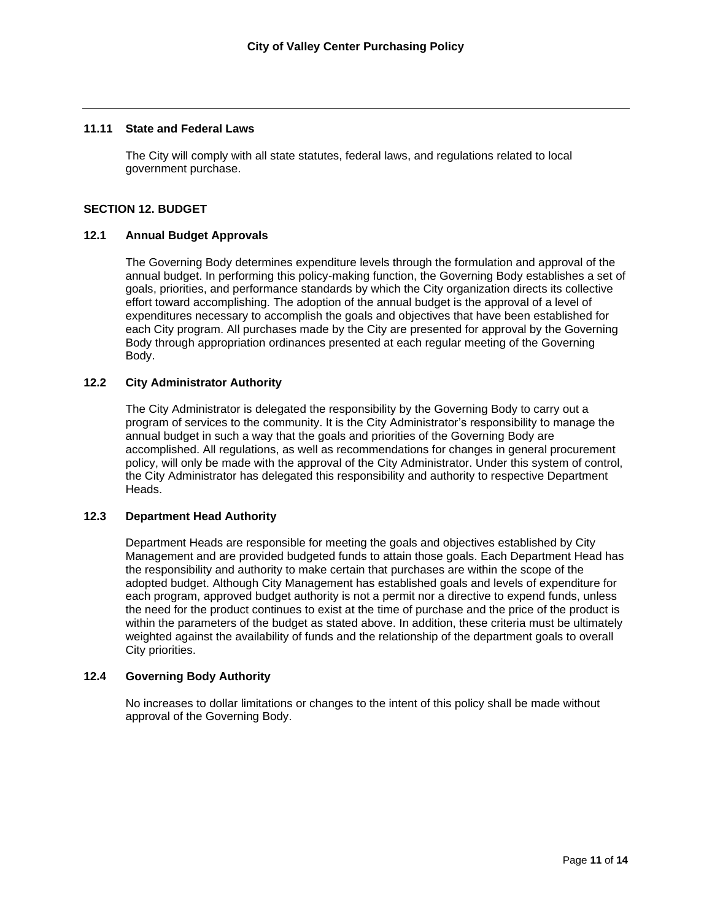### 11.11 State and Federal Laws

The City will comply with all state statutes, federal laws, and regulations related to local government purchase.

## SECTION 12. BUDGET

### 12.1 Annual Budget Approvals

The Governing Body determines expenditure levels through the formulation and approval of the annual budget. In performing this policy-making function, the Governing Body establishes a set of goals, priorities, and performance standards by which the City organization directs its collective effort toward accomplishing. The adoption of the annual budget is the approval of a level of expenditures necessary to accomplish the goals and objectives that have been established for each City program. All purchases made by the City are presented for approval by the Governing Body through appropriation ordinances presented at each regular meeting of the Governing Body.

### 12.2 City Administrator Authority

The City Administrator is delegated the responsibility by the Governing Body to carry out a program of services to the community. It is the City Administrator's responsibility to manage the annual budget in such a way that the goals and priorities of the Governing Body are accomplished. All regulations, as well as recommendations for changes in general procurement policy, will only be made with the approval of the City Administrator. Under this system of control, the City Administrator has delegated this responsibility and authority to respective Department Heads.

### 12.3 Department Head Authority

Department Heads are responsible for meeting the goals and objectives established by City Management and are provided budgeted funds to attain those goals. Each Department Head has the responsibility and authority to make certain that purchases are within the scope of the adopted budget. Although City Management has established goals and levels of expenditure for each program, approved budget authority is not a permit nor a directive to expend funds, unless the need for the product continues to exist at the time of purchase and the price of the product is within the parameters of the budget as stated above. In addition, these criteria must be ultimately weighted against the availability of funds and the relationship of the department goals to overall City priorities.

### 12.4 Governing Body Authority

No increases to dollar limitations or changes to the intent of this policy shall be made without approval of the Governing Body.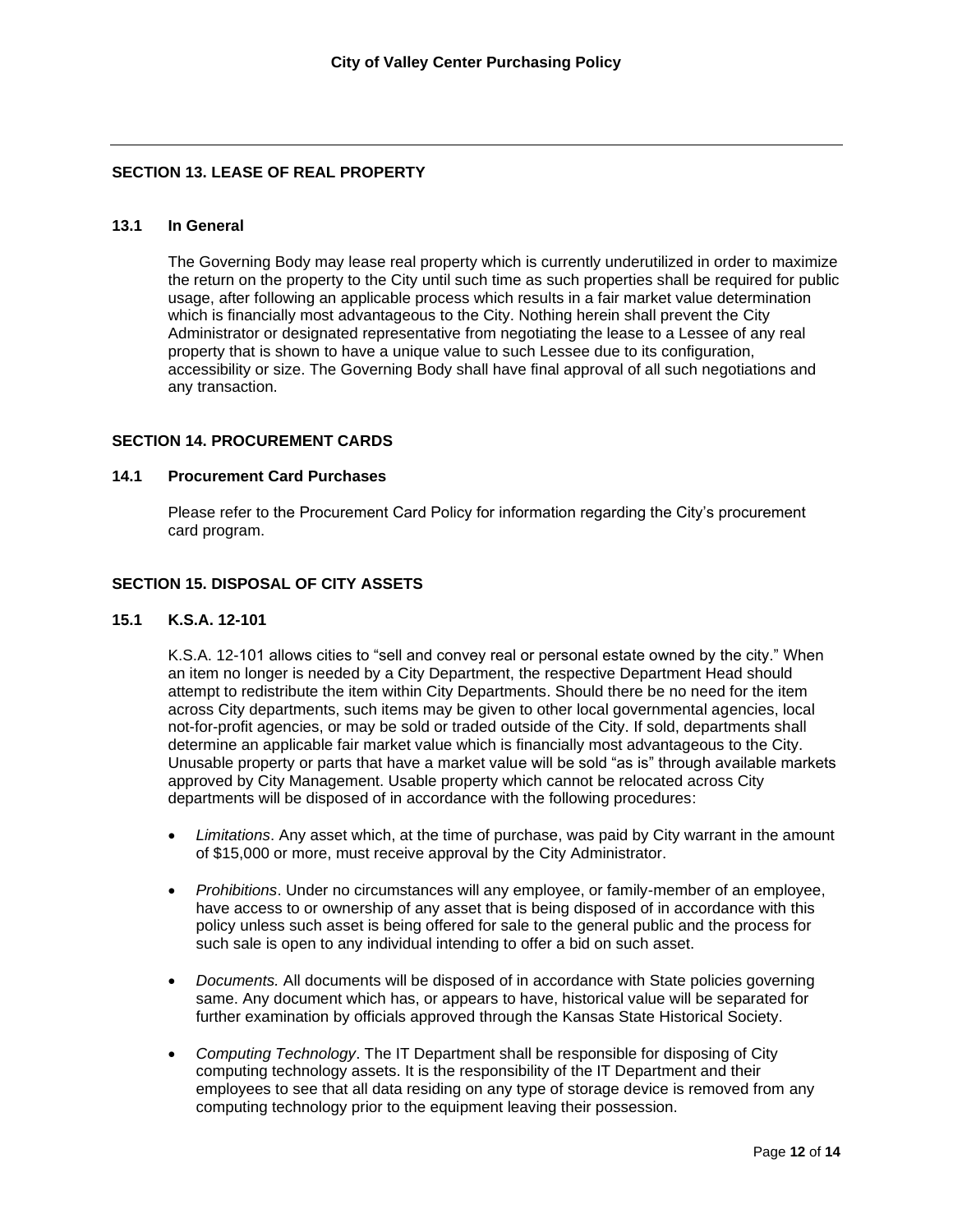## SECTION 13. LEASE OF REAL PROPERTY

### 13.1 In General

The Governing Body may lease real property which is currently underutilized in order to maximize the return on the property to the City until such time as such properties shall be required for public usage, after following an applicable process which results in a fair market value determination which is financially most advantageous to the City. Nothing herein shall prevent the City Administrator or designated representative from negotiating the lease to a Lessee of any real property that is shown to have a unique value to such Lessee due to its configuration, accessibility or size. The Governing Body shall have final approval of all such negotiations and any transaction.

## SECTION 14. PROCUREMENT CARDS

### 14.1 Procurement Card Purchases

Please refer to the Procurement Card Policy for information regarding the City's procurement card program.

## SECTION 15. DISPOSAL OF CITY ASSETS

### 15.1 K.S.A. 12-101

K.S.A. 12-101 allows cities to "sell and convey real or personal estate owned by the city." When an item no longer is needed by a City Department, the respective Department Head should attempt to redistribute the item within City Departments. Should there be no need for the item across City departments, such items may be given to other local governmental agencies, local not-for-profit agencies, or may be sold or traded outside of the City. If sold, departments shall determine an applicable fair market value which is financially most advantageous to the City. Unusable property or parts that have a market value will be sold "as is" through available markets approved by City Management. Usable property which cannot be relocated across City departments will be disposed of in accordance with the following procedures:

- *Limitations*. Any asset which, at the time of purchase, was paid by City warrant in the amount of $15,000 or more, must receive approval by the City Administrator.
- *Prohibitions*. Under no circumstances will any employee, or family-member of an employee, have access to or ownership of any asset that is being disposed of in accordance with this policy unless such asset is being offered for sale to the general public and the process for such sale is open to any individual intending to offer a bid on such asset.
- *Documents.* All documents will be disposed of in accordance with State policies governing same. Any document which has, or appears to have, historical value will be separated for further examination by officials approved through the Kansas State Historical Society.
- *Computing Technology*. The IT Department shall be responsible for disposing of City computing technology assets. It is the responsibility of the IT Department and their employees to see that all data residing on any type of storage device is removed from any computing technology prior to the equipment leaving their possession.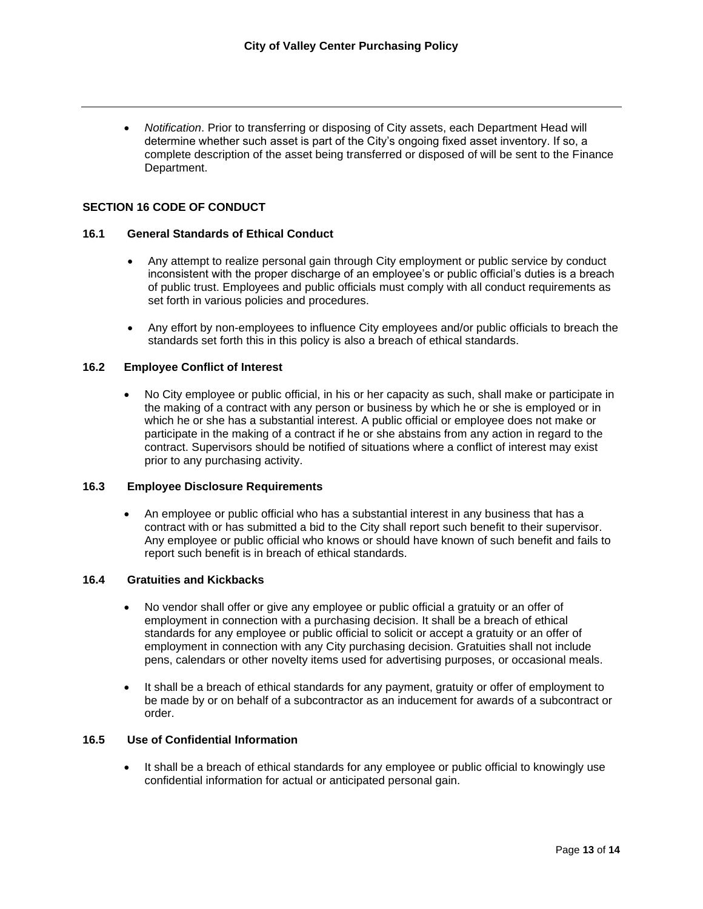- *Notification*. Prior to transferring or disposing of City assets, each Department Head will determine whether such asset is part of the City's ongoing fixed asset inventory. If so, a complete description of the asset being transferred or disposed of will be sent to the Finance Department.

## SECTION 16 CODE OF CONDUCT

### 16.1 General Standards of Ethical Conduct

- Any attempt to realize personal gain through City employment or public service by conduct inconsistent with the proper discharge of an employee's or public official's duties is a breach of public trust. Employees and public officials must comply with all conduct requirements as set forth in various policies and procedures.
- Any effort by non-employees to influence City employees and/or public officials to breach the standards set forth this in this policy is also a breach of ethical standards.

### 16.2 Employee Conflict of Interest

- No City employee or public official, in his or her capacity as such, shall make or participate in the making of a contract with any person or business by which he or she is employed or in which he or she has a substantial interest. A public official or employee does not make or participate in the making of a contract if he or she abstains from any action in regard to the contract. Supervisors should be notified of situations where a conflict of interest may exist prior to any purchasing activity.

### 16.3 Employee Disclosure Requirements

- An employee or public official who has a substantial interest in any business that has a contract with or has submitted a bid to the City shall report such benefit to their supervisor. Any employee or public official who knows or should have known of such benefit and fails to report such benefit is in breach of ethical standards.

### 16.4 Gratuities and Kickbacks

- No vendor shall offer or give any employee or public official a gratuity or an offer of employment in connection with a purchasing decision. It shall be a breach of ethical standards for any employee or public official to solicit or accept a gratuity or an offer of employment in connection with any City purchasing decision. Gratuities shall not include pens, calendars or other novelty items used for advertising purposes, or occasional meals.
- It shall be a breach of ethical standards for any payment, gratuity or offer of employment to be made by or on behalf of a subcontractor as an inducement for awards of a subcontract or order.

### 16.5 Use of Confidential Information

- It shall be a breach of ethical standards for any employee or public official to knowingly use confidential information for actual or anticipated personal gain.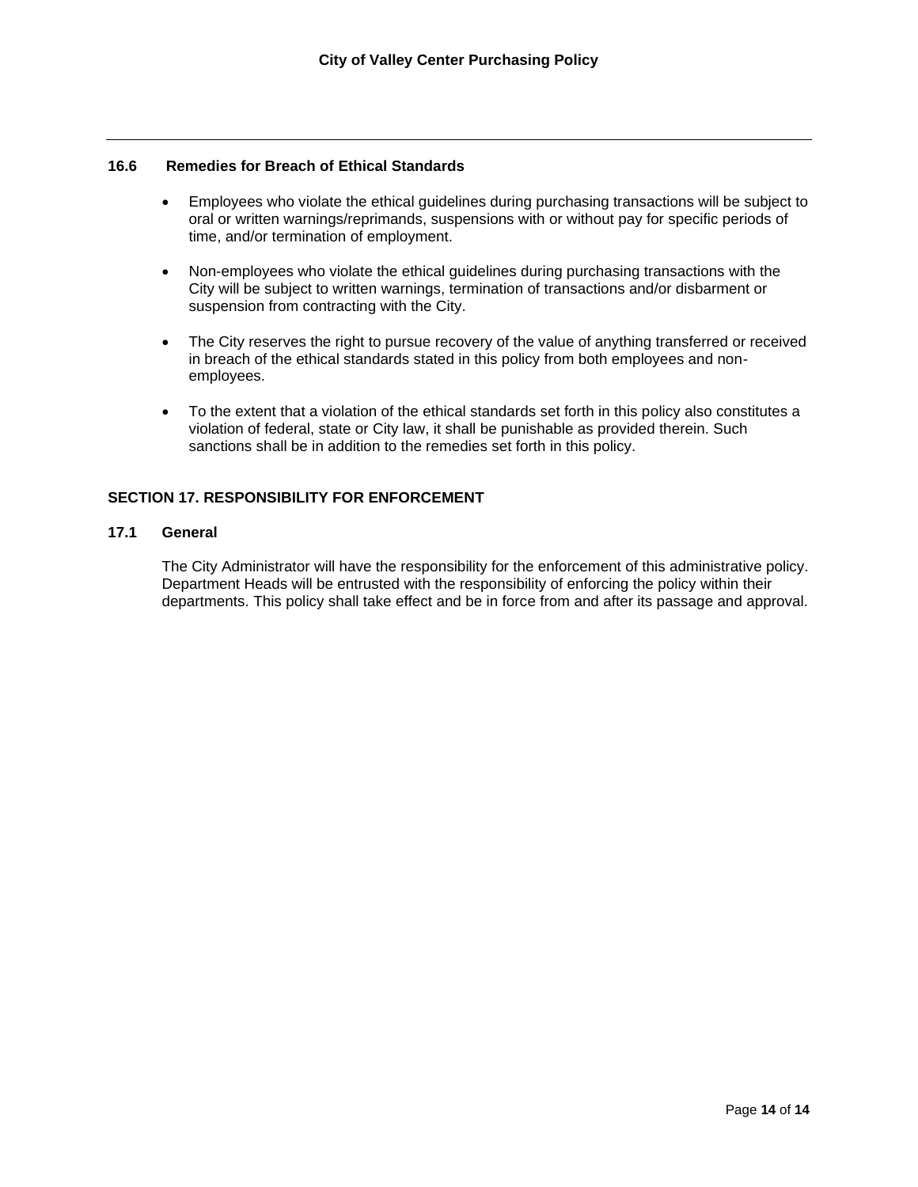### 16.6 Remedies for Breach of Ethical Standards

- Employees who violate the ethical guidelines during purchasing transactions will be subject to oral or written warnings/reprimands, suspensions with or without pay for specific periods of time, and/or termination of employment.
- Non-employees who violate the ethical guidelines during purchasing transactions with the City will be subject to written warnings, termination of transactions and/or disbarment or suspension from contracting with the City.
- The City reserves the right to pursue recovery of the value of anything transferred or received in breach of the ethical standards stated in this policy from both employees and non-employees.
- To the extent that a violation of the ethical standards set forth in this policy also constitutes a violation of federal, state or City law, it shall be punishable as provided therein. Such sanctions shall be in addition to the remedies set forth in this policy.

## SECTION 17. RESPONSIBILITY FOR ENFORCEMENT

### 17.1 General

The City Administrator will have the responsibility for the enforcement of this administrative policy. Department Heads will be entrusted with the responsibility of enforcing the policy within their departments. This policy shall take effect and be in force from and after its passage and approval.